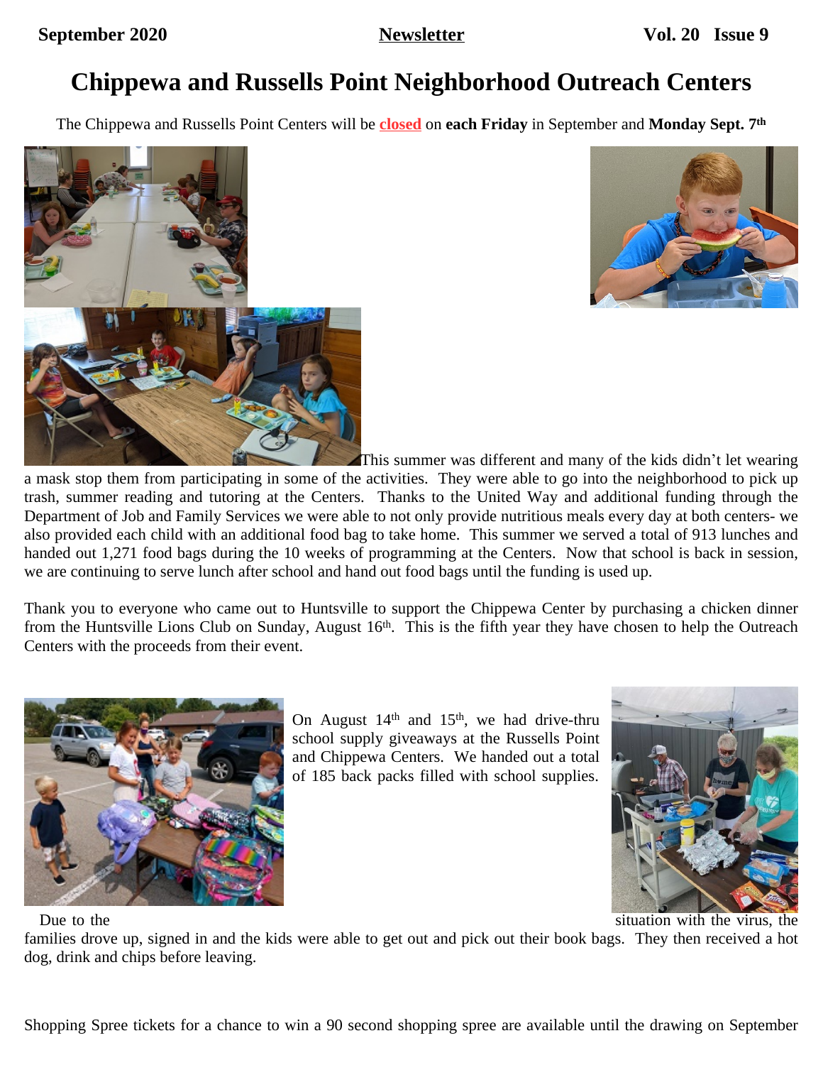**September 2020** **Newsletter** **Vol. 20 Issue 9**

# Chippewa and Russells Point Neighborhood Outreach Centers

The Chippewa and Russells Point Centers will be **closed** on **each Friday** in September and **Monday Sept. 7th**

This summer was different and many of the kids didn't let wearing a mask stop them from participating in some of the activities. They were able to go into the neighborhood to pick up trash, summer reading and tutoring at the Centers. Thanks to the United Way and additional funding through the Department of Job and Family Services we were able to not only provide nutritious meals every day at both centers- we also provided each child with an additional food bag to take home. This summer we served a total of 913 lunches and handed out 1,271 food bags during the 10 weeks of programming at the Centers. Now that school is back in session, we are continuing to serve lunch after school and hand out food bags until the funding is used up.

Thank you to everyone who came out to Huntsville to support the Chippewa Center by purchasing a chicken dinner from the Huntsville Lions Club on Sunday, August 16th. This is the fifth year they have chosen to help the Outreach Centers with the proceeds from their event.

On August 14th and 15th, we had drive-thru school supply giveaways at the Russells Point and Chippewa Centers. We handed out a total of 185 back packs filled with school supplies.

Due to the situation with the virus, the families drove up, signed in and the kids were able to get out and pick out their book bags. They then received a hot dog, drink and chips before leaving.

Shopping Spree tickets for a chance to win a 90 second shopping spree are available until the drawing on September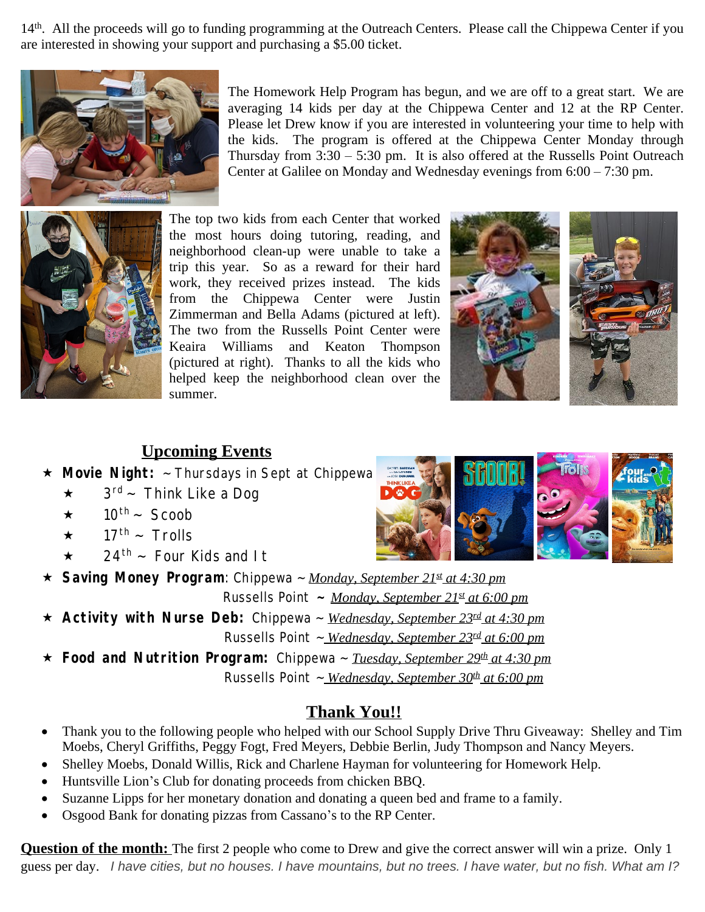14th. All the proceeds will go to funding programming at the Outreach Centers. Please call the Chippewa Center if you are interested in showing your support and purchasing a $5.00 ticket.

The Homework Help Program has begun, and we are off to a great start. We are averaging 14 kids per day at the Chippewa Center and 12 at the RP Center. Please let Drew know if you are interested in volunteering your time to help with the kids. The program is offered at the Chippewa Center Monday through Thursday from 3:30 – 5:30 pm. It is also offered at the Russells Point Outreach Center at Galilee on Monday and Wednesday evenings from 6:00 – 7:30 pm.

The top two kids from each Center that worked the most hours doing tutoring, reading, and neighborhood clean-up were unable to take a trip this year. So as a reward for their hard work, they received prizes instead. The kids from the Chippewa Center were Justin Zimmerman and Bella Adams (pictured at left). The two from the Russells Point Center were Keaira Williams and Keaton Thompson (pictured at right). Thanks to all the kids who helped keep the neighborhood clean over the summer.

## Upcoming Events

- **Movie Night:** ~ Thursdays in Sept at Chippewa
  - 3rd ~ Think Like a Dog
  - 10th ~ Scoob
  - 17th ~ Trolls
  - 24th ~ Four Kids and It
- **Saving Money Program**: Chippewa ~ *Monday, September 21st at 4:30 pm*
  Russells Point ~ *Monday, September 21st at 6:00 pm*
- **Activity with Nurse Deb:** Chippewa ~ *Wednesday, September 23rd at 4:30 pm*
  Russells Point ~ *Wednesday, September 23rd at 6:00 pm*
- **Food and Nutrition Program:** Chippewa ~ *Tuesday, September 29th at 4:30 pm*
  Russells Point ~ *Wednesday, September 30th at 6:00 pm*

## Thank You!!

- Thank you to the following people who helped with our School Supply Drive Thru Giveaway: Shelley and Tim Moebs, Cheryl Griffiths, Peggy Fogt, Fred Meyers, Debbie Berlin, Judy Thompson and Nancy Meyers.
- Shelley Moebs, Donald Willis, Rick and Charlene Hayman for volunteering for Homework Help.
- Huntsville Lion's Club for donating proceeds from chicken BBQ.
- Suzanne Lipps for her monetary donation and donating a queen bed and frame to a family.
- Osgood Bank for donating pizzas from Cassano's to the RP Center.

**Question of the month:** The first 2 people who come to Drew and give the correct answer will win a prize. Only 1 guess per day. *I have cities, but no houses. I have mountains, but no trees. I have water, but no fish. What am I?*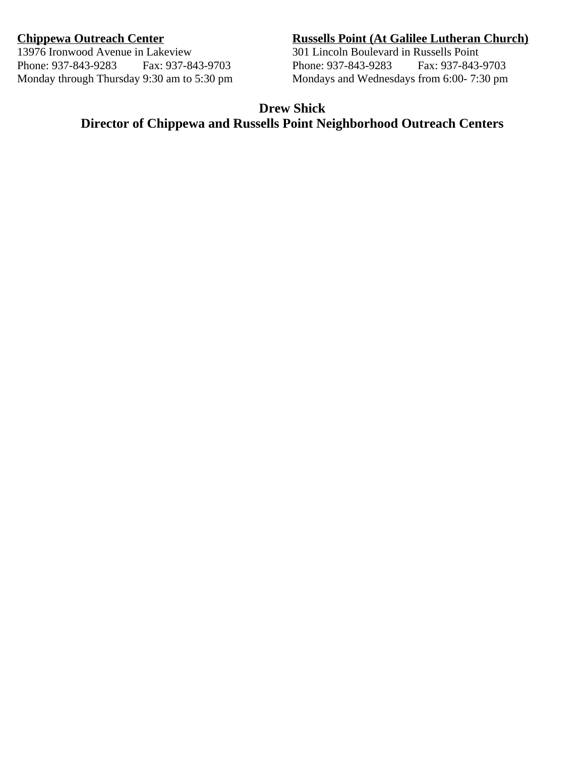**Chippewa Outreach Center**
13976 Ironwood Avenue in Lakeview
Phone: 937-843-9283 Fax: 937-843-9703
Monday through Thursday 9:30 am to 5:30 pm

**Russells Point (At Galilee Lutheran Church)**
301 Lincoln Boulevard in Russells Point
Phone: 937-843-9283 Fax: 937-843-9703
Mondays and Wednesdays from 6:00- 7:30 pm

**Drew Shick**
**Director of Chippewa and Russells Point Neighborhood Outreach Centers**